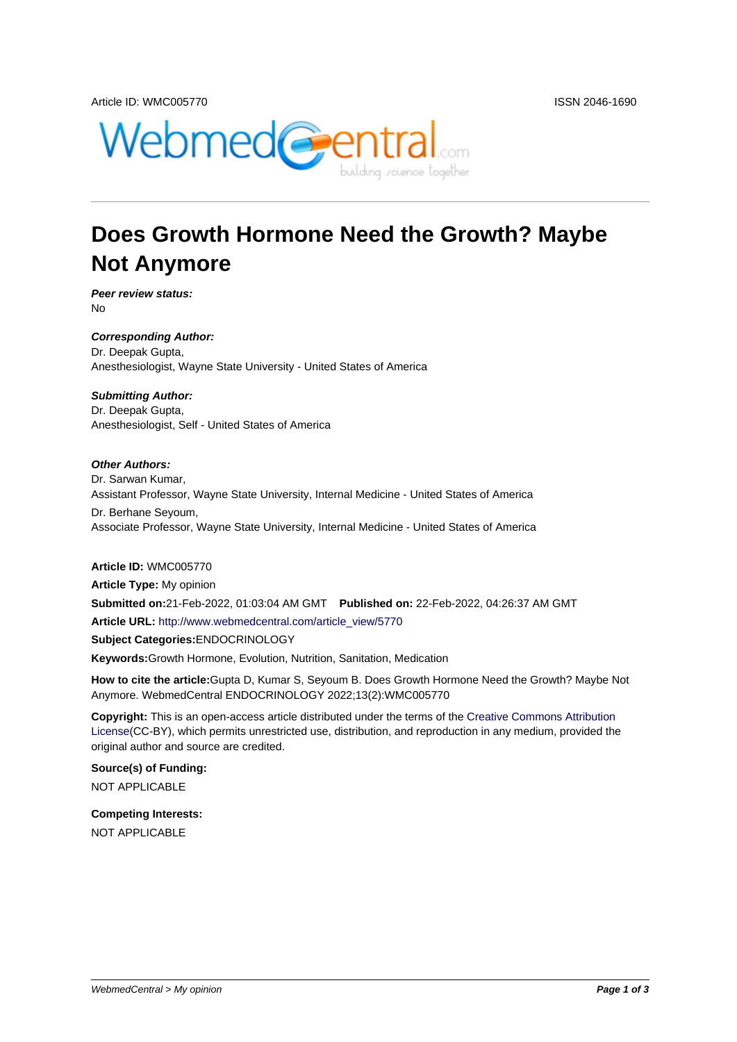Article ID: WMC005770 ISSN 2046-1690

# Does Growth Hormone Need the Growth? Maybe Not Anymore

***Peer review status:***
No

***Corresponding Author:***
Dr. Deepak Gupta,
Anesthesiologist, Wayne State University - United States of America

***Submitting Author:***
Dr. Deepak Gupta,
Anesthesiologist, Self - United States of America

***Other Authors:***
Dr. Sarwan Kumar,
Assistant Professor, Wayne State University, Internal Medicine - United States of America

Dr. Berhane Seyoum,
Associate Professor, Wayne State University, Internal Medicine - United States of America

**Article ID:** WMC005770

**Article Type:** My opinion

**Submitted on:**21-Feb-2022, 01:03:04 AM GMT **Published on:** 22-Feb-2022, 04:26:37 AM GMT

**Article URL:** http://www.webmedcentral.com/article_view/5770

**Subject Categories:**ENDOCRINOLOGY

**Keywords:**Growth Hormone, Evolution, Nutrition, Sanitation, Medication

**How to cite the article:**Gupta D, Kumar S, Seyoum B. Does Growth Hormone Need the Growth? Maybe Not Anymore. WebmedCentral ENDOCRINOLOGY 2022;13(2):WMC005770

**Copyright:** This is an open-access article distributed under the terms of the Creative Commons Attribution License(CC-BY), which permits unrestricted use, distribution, and reproduction in any medium, provided the original author and source are credited.

**Source(s) of Funding:**

NOT APPLICABLE

**Competing Interests:**

NOT APPLICABLE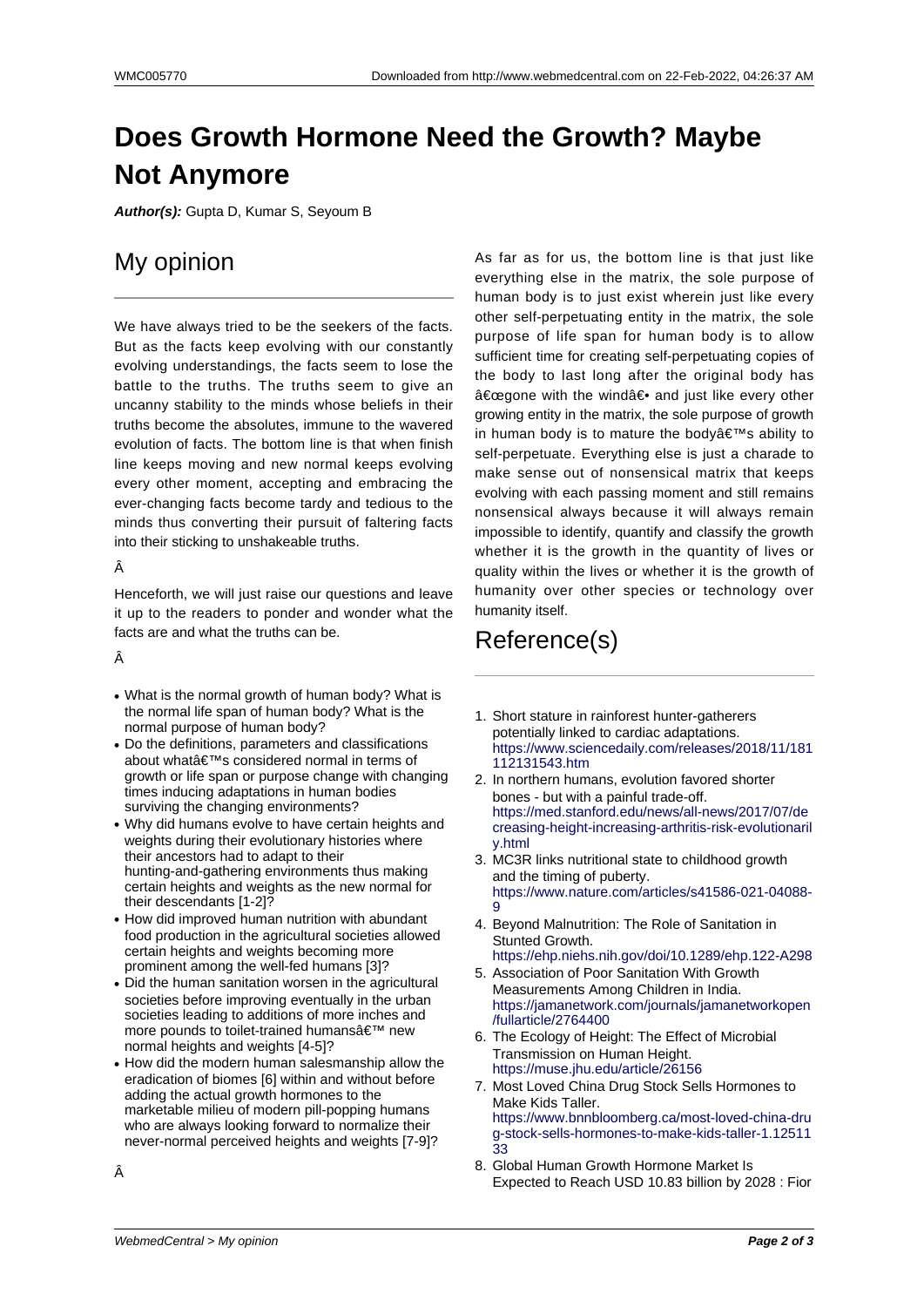# Does Growth Hormone Need the Growth? Maybe Not Anymore

***Author(s):*** Gupta D, Kumar S, Seyoum B

## My opinion

We have always tried to be the seekers of the facts. But as the facts keep evolving with our constantly evolving understandings, the facts seem to lose the battle to the truths. The truths seem to give an uncanny stability to the minds whose beliefs in their truths become the absolutes, immune to the wavered evolution of facts. The bottom line is that when finish line keeps moving and new normal keeps evolving every other moment, accepting and embracing the ever-changing facts become tardy and tedious to the minds thus converting their pursuit of faltering facts into their sticking to unshakeable truths.

Â

Henceforth, we will just raise our questions and leave it up to the readers to ponder and wonder what the facts are and what the truths can be.

Â

- What is the normal growth of human body? What is the normal life span of human body? What is the normal purpose of human body?
- Do the definitions, parameters and classifications about whatâ€™s considered normal in terms of growth or life span or purpose change with changing times inducing adaptations in human bodies surviving the changing environments?
- Why did humans evolve to have certain heights and weights during their evolutionary histories where their ancestors had to adapt to their hunting-and-gathering environments thus making certain heights and weights as the new normal for their descendants [1-2]?
- How did improved human nutrition with abundant food production in the agricultural societies allowed certain heights and weights becoming more prominent among the well-fed humans [3]?
- Did the human sanitation worsen in the agricultural societies before improving eventually in the urban societies leading to additions of more inches and more pounds to toilet-trained humansâ€™ new normal heights and weights [4-5]?
- How did the modern human salesmanship allow the eradication of biomes [6] within and without before adding the actual growth hormones to the marketable milieu of modern pill-popping humans who are always looking forward to normalize their never-normal perceived heights and weights [7-9]?

Â

As far as for us, the bottom line is that just like everything else in the matrix, the sole purpose of human body is to just exist wherein just like every other self-perpetuating entity in the matrix, the sole purpose of life span for human body is to allow sufficient time for creating self-perpetuating copies of the body to last long after the original body has â€œgone with the windâ€• and just like every other growing entity in the matrix, the sole purpose of growth in human body is to mature the bodyâ€™s ability to self-perpetuate. Everything else is just a charade to make sense out of nonsensical matrix that keeps evolving with each passing moment and still remains nonsensical always because it will always remain impossible to identify, quantify and classify the growth whether it is the growth in the quantity of lives or quality within the lives or whether it is the growth of humanity over other species or technology over humanity itself.

## Reference(s)

1. Short stature in rainforest hunter-gatherers potentially linked to cardiac adaptations. https://www.sciencedaily.com/releases/2018/11/181112131543.htm
2. In northern humans, evolution favored shorter bones - but with a painful trade-off. https://med.stanford.edu/news/all-news/2017/07/decreasing-height-increasing-arthritis-risk-evolutionarily.html
3. MC3R links nutritional state to childhood growth and the timing of puberty. https://www.nature.com/articles/s41586-021-04088-9
4. Beyond Malnutrition: The Role of Sanitation in Stunted Growth. https://ehp.niehs.nih.gov/doi/10.1289/ehp.122-A298
5. Association of Poor Sanitation With Growth Measurements Among Children in India. https://jamanetwork.com/journals/jamanetworkopen/fullarticle/2764400
6. The Ecology of Height: The Effect of Microbial Transmission on Human Height. https://muse.jhu.edu/article/26156
7. Most Loved China Drug Stock Sells Hormones to Make Kids Taller. https://www.bnnbloomberg.ca/most-loved-china-drug-stock-sells-hormones-to-make-kids-taller-1.1251133
8. Global Human Growth Hormone Market Is Expected to Reach USD 10.83 billion by 2028 : Fior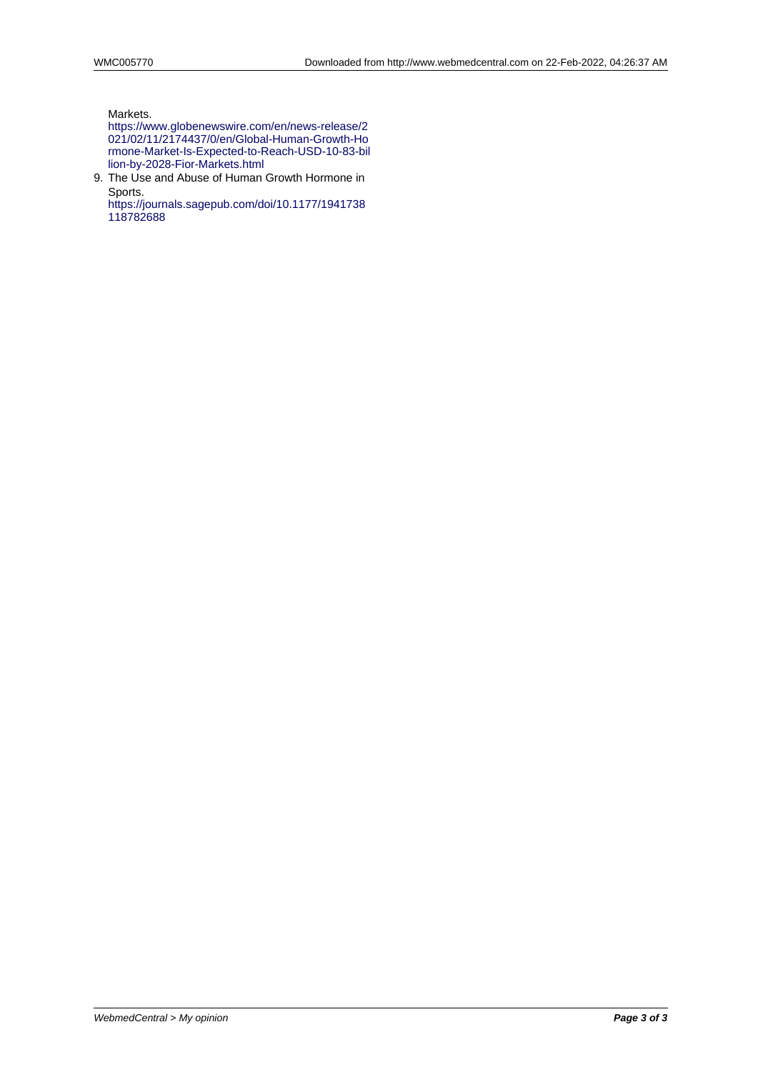Markets.
https://www.globenewswire.com/en/news-release/2021/02/11/2174437/0/en/Global-Human-Growth-Hormone-Market-Is-Expected-to-Reach-USD-10-83-billion-by-2028-Fior-Markets.html

9. The Use and Abuse of Human Growth Hormone in Sports.
https://journals.sagepub.com/doi/10.1177/1941738118782688